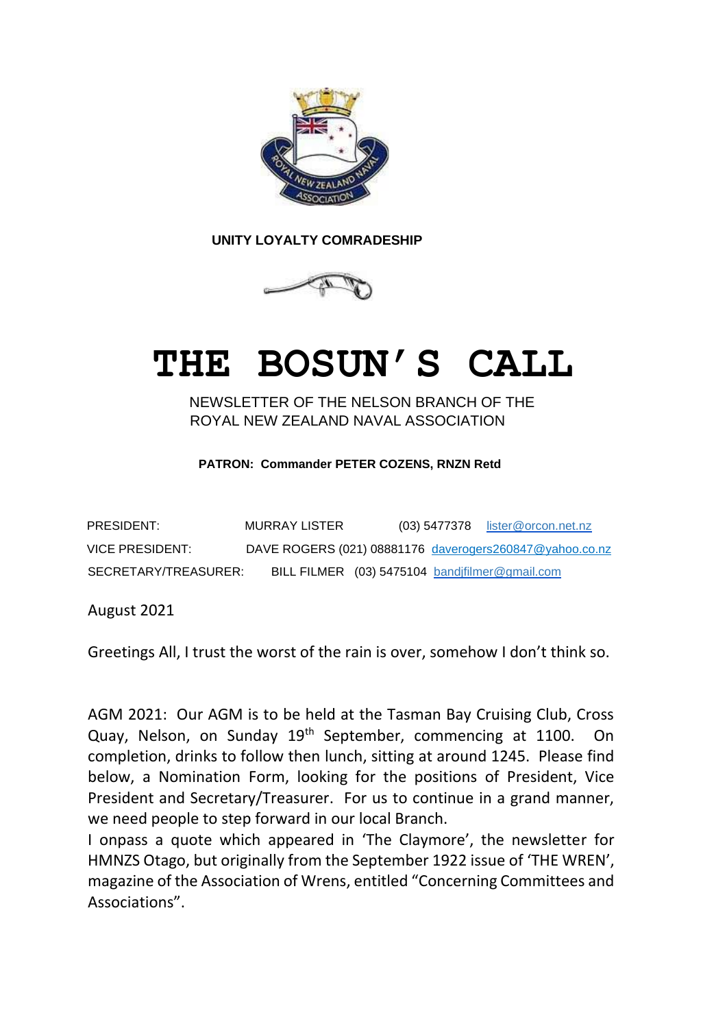**UNITY LOYALTY COMRADESHIP**

# THE BOSUN'S CALL

NEWSLETTER OF THE NELSON BRANCH OF THE ROYAL NEW ZEALAND NAVAL ASSOCIATION

**PATRON: Commander PETER COZENS, RNZN Retd**

| | | | |
|---|---|---|---|
| PRESIDENT: | MURRAY LISTER | (03) 5477378 | lister@orcon.net.nz |
| VICE PRESIDENT: | DAVE ROGERS | (021) 08881176 | daverogers260847@yahoo.co.nz |
| SECRETARY/TREASURER: | BILL FILMER | (03) 5475104 | bandjfilmer@gmail.com |

August 2021

Greetings All, I trust the worst of the rain is over, somehow I don't think so.

AGM 2021: Our AGM is to be held at the Tasman Bay Cruising Club, Cross Quay, Nelson, on Sunday 19th September, commencing at 1100. On completion, drinks to follow then lunch, sitting at around 1245. Please find below, a Nomination Form, looking for the positions of President, Vice President and Secretary/Treasurer. For us to continue in a grand manner, we need people to step forward in our local Branch.

I onpass a quote which appeared in 'The Claymore', the newsletter for HMNZS Otago, but originally from the September 1922 issue of 'THE WREN', magazine of the Association of Wrens, entitled "Concerning Committees and Associations".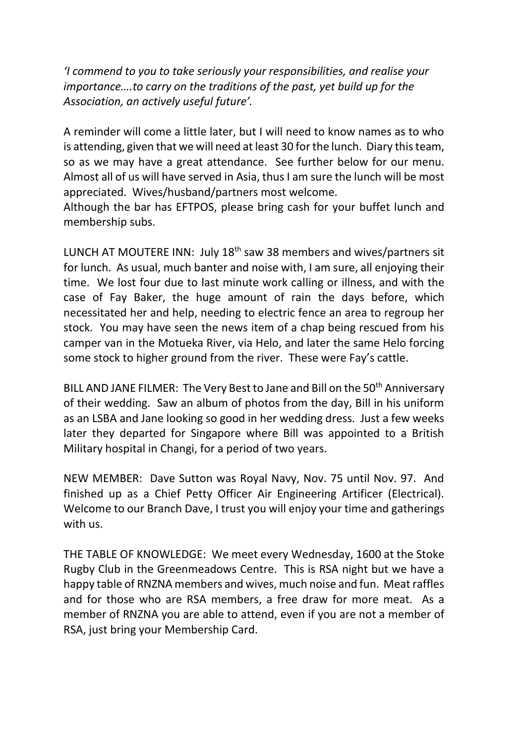*'I commend to you to take seriously your responsibilities, and realise your importance….to carry on the traditions of the past, yet build up for the Association, an actively useful future'.*

A reminder will come a little later, but I will need to know names as to who is attending, given that we will need at least 30 for the lunch. Diary this team, so as we may have a great attendance. See further below for our menu. Almost all of us will have served in Asia, thus I am sure the lunch will be most appreciated. Wives/husband/partners most welcome.
Although the bar has EFTPOS, please bring cash for your buffet lunch and membership subs.

LUNCH AT MOUTERE INN: July 18th saw 38 members and wives/partners sit for lunch. As usual, much banter and noise with, I am sure, all enjoying their time. We lost four due to last minute work calling or illness, and with the case of Fay Baker, the huge amount of rain the days before, which necessitated her and help, needing to electric fence an area to regroup her stock. You may have seen the news item of a chap being rescued from his camper van in the Motueka River, via Helo, and later the same Helo forcing some stock to higher ground from the river. These were Fay's cattle.

BILL AND JANE FILMER: The Very Best to Jane and Bill on the 50th Anniversary of their wedding. Saw an album of photos from the day, Bill in his uniform as an LSBA and Jane looking so good in her wedding dress. Just a few weeks later they departed for Singapore where Bill was appointed to a British Military hospital in Changi, for a period of two years.

NEW MEMBER: Dave Sutton was Royal Navy, Nov. 75 until Nov. 97. And finished up as a Chief Petty Officer Air Engineering Artificer (Electrical). Welcome to our Branch Dave, I trust you will enjoy your time and gatherings with us.

THE TABLE OF KNOWLEDGE: We meet every Wednesday, 1600 at the Stoke Rugby Club in the Greenmeadows Centre. This is RSA night but we have a happy table of RNZNA members and wives, much noise and fun. Meat raffles and for those who are RSA members, a free draw for more meat. As a member of RNZNA you are able to attend, even if you are not a member of RSA, just bring your Membership Card.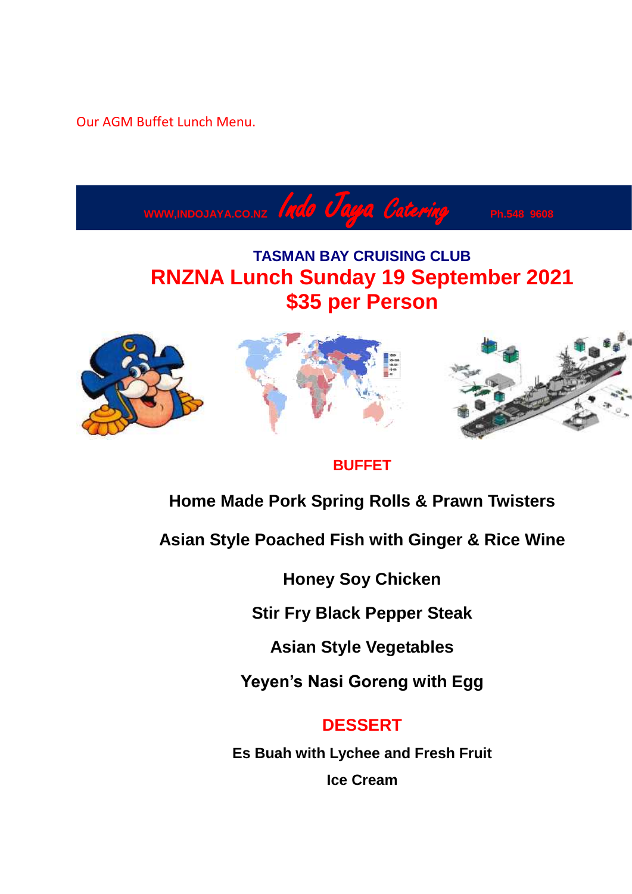Our AGM Buffet Lunch Menu.

WWW,INDOJAYA.CO.NZ *Indo Jaya Catering* Ph.548 9608

## TASMAN BAY CRUISING CLUB

# RNZNA Lunch Sunday 19 September 2021

# $35 per Person

## BUFFET

**Home Made Pork Spring Rolls & Prawn Twisters**

**Asian Style Poached Fish with Ginger & Rice Wine**

**Honey Soy Chicken**

**Stir Fry Black Pepper Steak**

**Asian Style Vegetables**

**Yeyen's Nasi Goreng with Egg**

## DESSERT

**Es Buah with Lychee and Fresh Fruit**

**Ice Cream**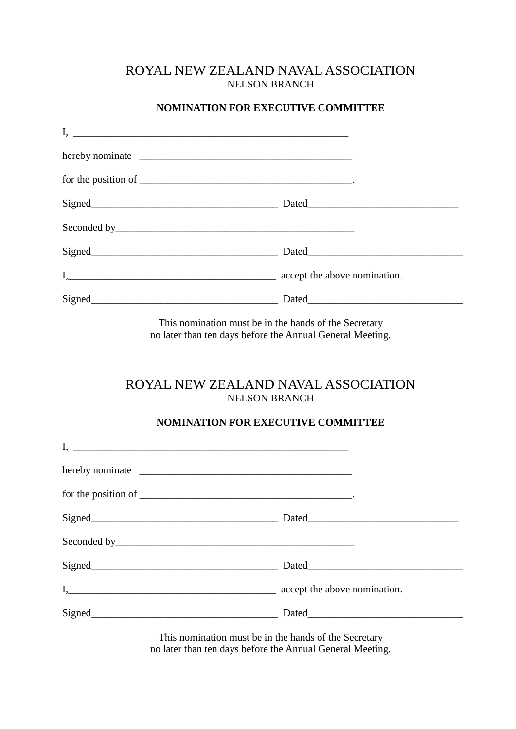# ROYAL NEW ZEALAND NAVAL ASSOCIATION

NELSON BRANCH

**NOMINATION FOR EXECUTIVE COMMITTEE**

I, ___________________________________________________

hereby nominate ________________________________________

for the position of ________________________________________.

Signed____________________________________ Dated_____________________________

Seconded by_______________________________________________

Signed____________________________________ Dated______________________________

I,________________________________________ accept the above nomination.

Signed____________________________________ Dated______________________________

This nomination must be in the hands of the Secretary
no later than ten days before the Annual General Meeting.

# ROYAL NEW ZEALAND NAVAL ASSOCIATION

NELSON BRANCH

**NOMINATION FOR EXECUTIVE COMMITTEE**

I, ___________________________________________________

hereby nominate ________________________________________

for the position of ________________________________________.

Signed____________________________________ Dated_____________________________

Seconded by_______________________________________________

Signed____________________________________ Dated______________________________

I,________________________________________ accept the above nomination.

Signed____________________________________ Dated______________________________

This nomination must be in the hands of the Secretary
no later than ten days before the Annual General Meeting.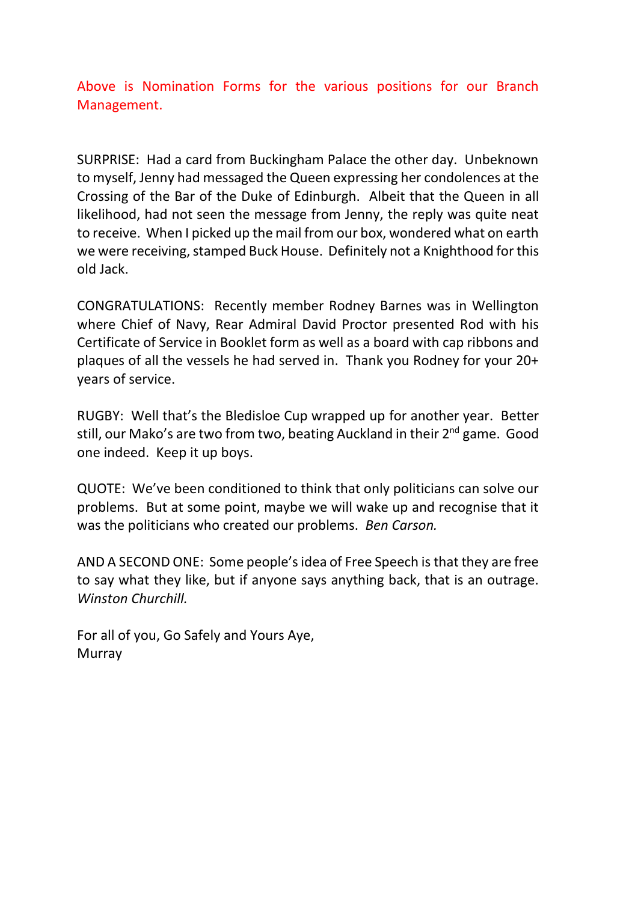Above is Nomination Forms for the various positions for our Branch Management.

SURPRISE: Had a card from Buckingham Palace the other day. Unbeknown to myself, Jenny had messaged the Queen expressing her condolences at the Crossing of the Bar of the Duke of Edinburgh. Albeit that the Queen in all likelihood, had not seen the message from Jenny, the reply was quite neat to receive. When I picked up the mail from our box, wondered what on earth we were receiving, stamped Buck House. Definitely not a Knighthood for this old Jack.

CONGRATULATIONS: Recently member Rodney Barnes was in Wellington where Chief of Navy, Rear Admiral David Proctor presented Rod with his Certificate of Service in Booklet form as well as a board with cap ribbons and plaques of all the vessels he had served in. Thank you Rodney for your 20+ years of service.

RUGBY: Well that's the Bledisloe Cup wrapped up for another year. Better still, our Mako's are two from two, beating Auckland in their 2nd game. Good one indeed. Keep it up boys.

QUOTE: We've been conditioned to think that only politicians can solve our problems. But at some point, maybe we will wake up and recognise that it was the politicians who created our problems. *Ben Carson.*

AND A SECOND ONE: Some people's idea of Free Speech is that they are free to say what they like, but if anyone says anything back, that is an outrage. *Winston Churchill.*

For all of you, Go Safely and Yours Aye,
Murray